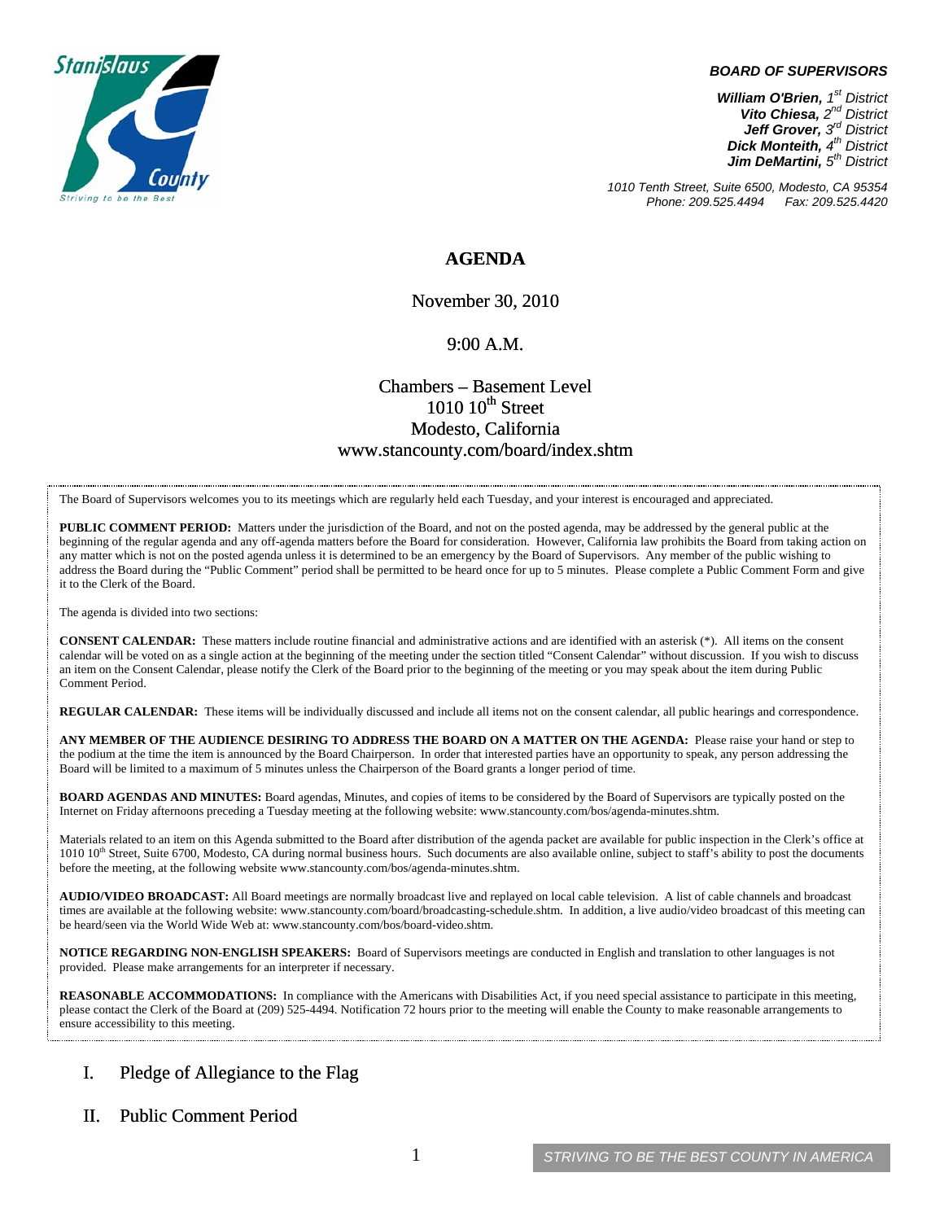**BOARD OF SUPERVISORS**

***William O'Brien,*** *1st District*
***Vito Chiesa,*** *2nd District*
***Jeff Grover,*** *3rd District*
***Dick Monteith,*** *4th District*
***Jim DeMartini,*** *5th District*

*1010 Tenth Street, Suite 6500, Modesto, CA 95354*
*Phone: 209.525.4494 Fax: 209.525.4420*

# AGENDA

November 30, 2010

9:00 A.M.

Chambers – Basement Level
1010 10th Street
Modesto, California
www.stancounty.com/board/index.shtm

The Board of Supervisors welcomes you to its meetings which are regularly held each Tuesday, and your interest is encouraged and appreciated.

**PUBLIC COMMENT PERIOD:** Matters under the jurisdiction of the Board, and not on the posted agenda, may be addressed by the general public at the beginning of the regular agenda and any off-agenda matters before the Board for consideration. However, California law prohibits the Board from taking action on any matter which is not on the posted agenda unless it is determined to be an emergency by the Board of Supervisors. Any member of the public wishing to address the Board during the "Public Comment" period shall be permitted to be heard once for up to 5 minutes. Please complete a Public Comment Form and give it to the Clerk of the Board.

The agenda is divided into two sections:

**CONSENT CALENDAR:** These matters include routine financial and administrative actions and are identified with an asterisk (*). All items on the consent calendar will be voted on as a single action at the beginning of the meeting under the section titled "Consent Calendar" without discussion. If you wish to discuss an item on the Consent Calendar, please notify the Clerk of the Board prior to the beginning of the meeting or you may speak about the item during Public Comment Period.

**REGULAR CALENDAR:** These items will be individually discussed and include all items not on the consent calendar, all public hearings and correspondence.

**ANY MEMBER OF THE AUDIENCE DESIRING TO ADDRESS THE BOARD ON A MATTER ON THE AGENDA:** Please raise your hand or step to the podium at the time the item is announced by the Board Chairperson. In order that interested parties have an opportunity to speak, any person addressing the Board will be limited to a maximum of 5 minutes unless the Chairperson of the Board grants a longer period of time.

**BOARD AGENDAS AND MINUTES:** Board agendas, Minutes, and copies of items to be considered by the Board of Supervisors are typically posted on the Internet on Friday afternoons preceding a Tuesday meeting at the following website: www.stancounty.com/bos/agenda-minutes.shtm.

Materials related to an item on this Agenda submitted to the Board after distribution of the agenda packet are available for public inspection in the Clerk's office at 1010 10th Street, Suite 6700, Modesto, CA during normal business hours. Such documents are also available online, subject to staff's ability to post the documents before the meeting, at the following website www.stancounty.com/bos/agenda-minutes.shtm.

**AUDIO/VIDEO BROADCAST:** All Board meetings are normally broadcast live and replayed on local cable television. A list of cable channels and broadcast times are available at the following website: www.stancounty.com/board/broadcasting-schedule.shtm. In addition, a live audio/video broadcast of this meeting can be heard/seen via the World Wide Web at: www.stancounty.com/bos/board-video.shtm.

**NOTICE REGARDING NON-ENGLISH SPEAKERS:** Board of Supervisors meetings are conducted in English and translation to other languages is not provided. Please make arrangements for an interpreter if necessary.

**REASONABLE ACCOMMODATIONS:** In compliance with the Americans with Disabilities Act, if you need special assistance to participate in this meeting, please contact the Clerk of the Board at (209) 525-4494. Notification 72 hours prior to the meeting will enable the County to make reasonable arrangements to ensure accessibility to this meeting.

## I. Pledge of Allegiance to the Flag

## II. Public Comment Period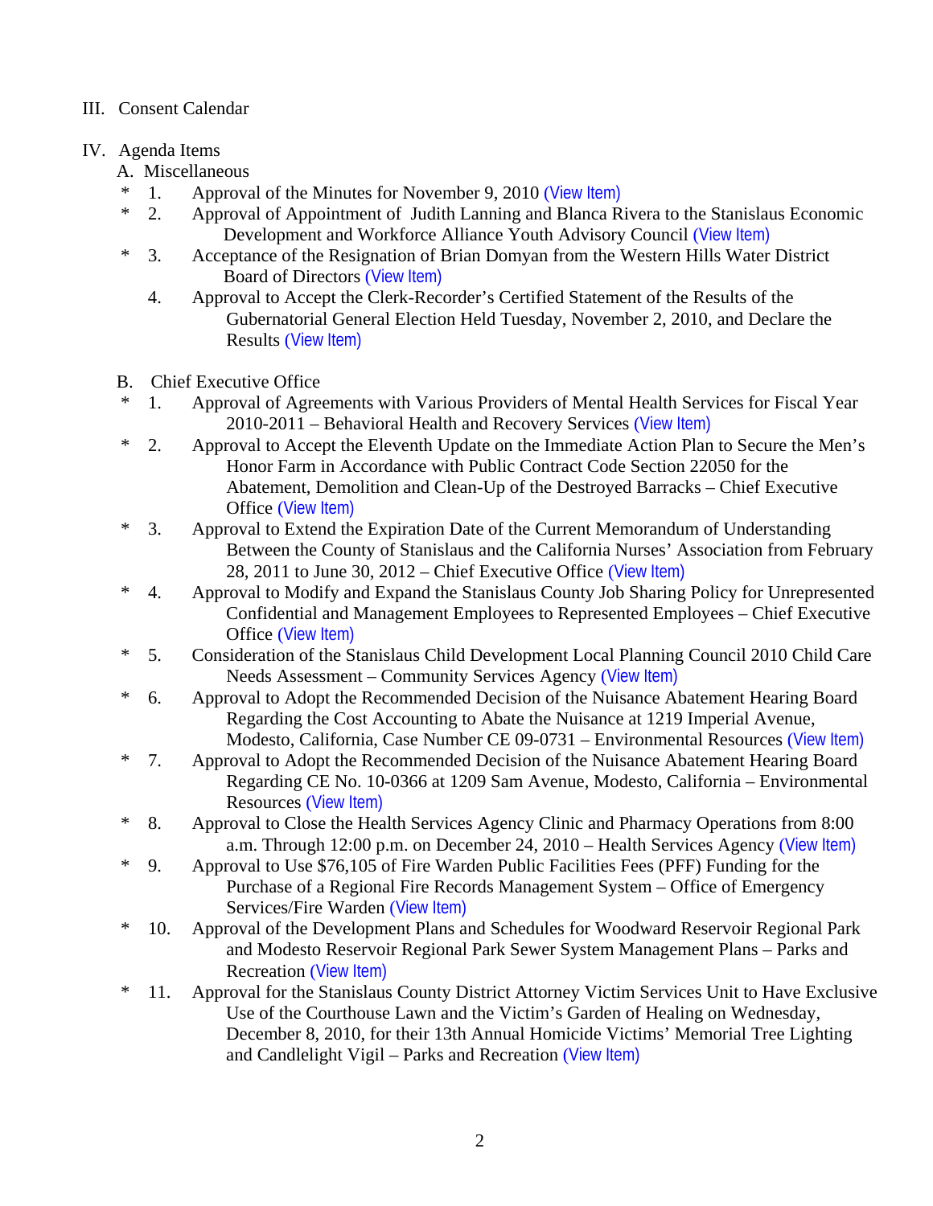III. Consent Calendar

IV. Agenda Items

A. Miscellaneous

\* 1. Approval of the Minutes for November 9, 2010 (View Item)

\* 2. Approval of Appointment of Judith Lanning and Blanca Rivera to the Stanislaus Economic Development and Workforce Alliance Youth Advisory Council (View Item)

\* 3. Acceptance of the Resignation of Brian Domyan from the Western Hills Water District Board of Directors (View Item)

4. Approval to Accept the Clerk-Recorder's Certified Statement of the Results of the Gubernatorial General Election Held Tuesday, November 2, 2010, and Declare the Results (View Item)

B. Chief Executive Office

\* 1. Approval of Agreements with Various Providers of Mental Health Services for Fiscal Year 2010-2011 – Behavioral Health and Recovery Services (View Item)

\* 2. Approval to Accept the Eleventh Update on the Immediate Action Plan to Secure the Men's Honor Farm in Accordance with Public Contract Code Section 22050 for the Abatement, Demolition and Clean-Up of the Destroyed Barracks – Chief Executive Office (View Item)

\* 3. Approval to Extend the Expiration Date of the Current Memorandum of Understanding Between the County of Stanislaus and the California Nurses' Association from February 28, 2011 to June 30, 2012 – Chief Executive Office (View Item)

\* 4. Approval to Modify and Expand the Stanislaus County Job Sharing Policy for Unrepresented Confidential and Management Employees to Represented Employees – Chief Executive Office (View Item)

\* 5. Consideration of the Stanislaus Child Development Local Planning Council 2010 Child Care Needs Assessment – Community Services Agency (View Item)

\* 6. Approval to Adopt the Recommended Decision of the Nuisance Abatement Hearing Board Regarding the Cost Accounting to Abate the Nuisance at 1219 Imperial Avenue, Modesto, California, Case Number CE 09-0731 – Environmental Resources (View Item)

\* 7. Approval to Adopt the Recommended Decision of the Nuisance Abatement Hearing Board Regarding CE No. 10-0366 at 1209 Sam Avenue, Modesto, California – Environmental Resources (View Item)

\* 8. Approval to Close the Health Services Agency Clinic and Pharmacy Operations from 8:00 a.m. Through 12:00 p.m. on December 24, 2010 – Health Services Agency (View Item)

\* 9. Approval to Use $76,105 of Fire Warden Public Facilities Fees (PFF) Funding for the Purchase of a Regional Fire Records Management System – Office of Emergency Services/Fire Warden (View Item)

\* 10. Approval of the Development Plans and Schedules for Woodward Reservoir Regional Park and Modesto Reservoir Regional Park Sewer System Management Plans – Parks and Recreation (View Item)

\* 11. Approval for the Stanislaus County District Attorney Victim Services Unit to Have Exclusive Use of the Courthouse Lawn and the Victim's Garden of Healing on Wednesday, December 8, 2010, for their 13th Annual Homicide Victims' Memorial Tree Lighting and Candlelight Vigil – Parks and Recreation (View Item)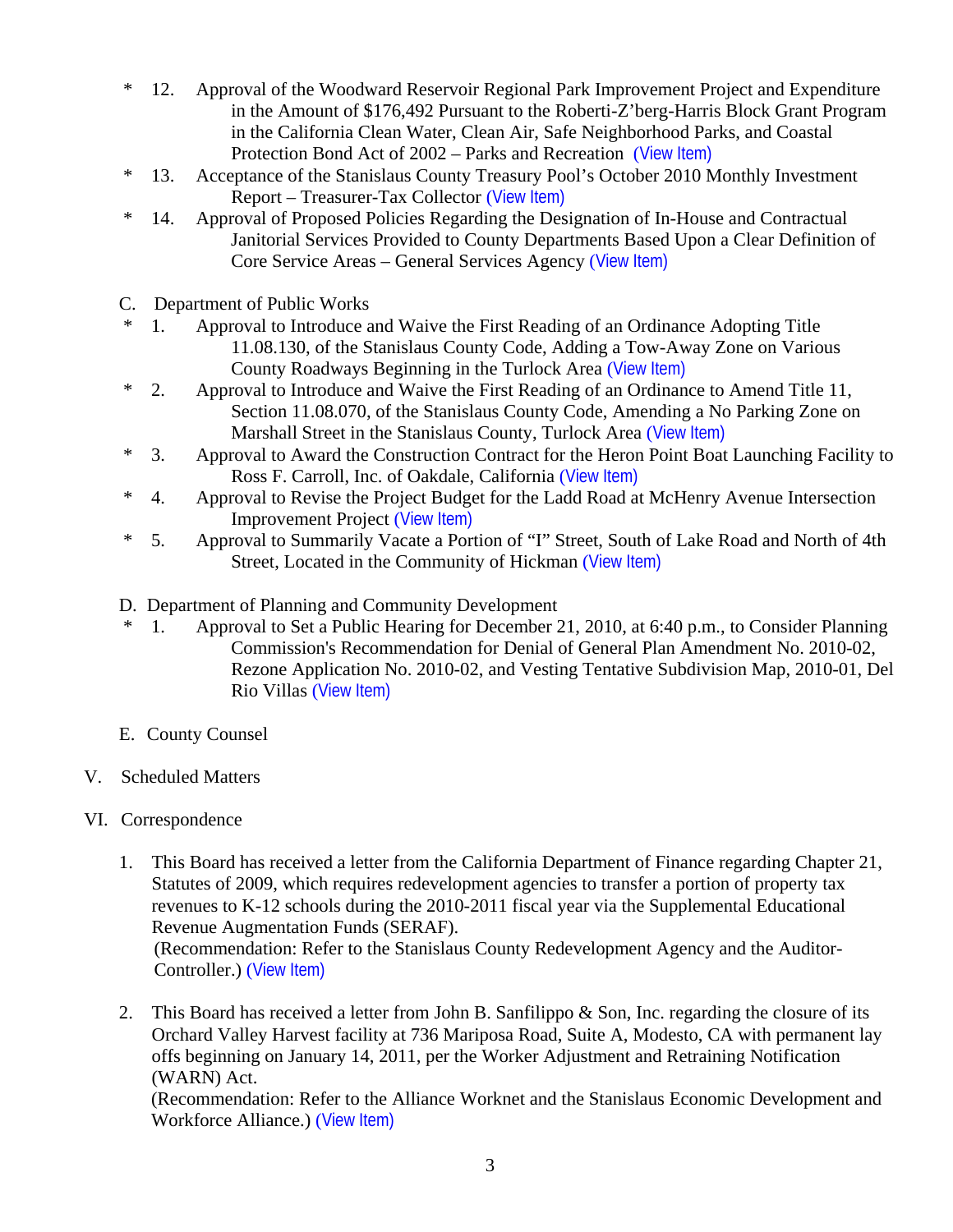- \* 12. Approval of the Woodward Reservoir Regional Park Improvement Project and Expenditure in the Amount of $176,492 Pursuant to the Roberti-Z'berg-Harris Block Grant Program in the California Clean Water, Clean Air, Safe Neighborhood Parks, and Coastal Protection Bond Act of 2002 – Parks and Recreation (View Item)
- \* 13. Acceptance of the Stanislaus County Treasury Pool's October 2010 Monthly Investment Report – Treasurer-Tax Collector (View Item)
- \* 14. Approval of Proposed Policies Regarding the Designation of In-House and Contractual Janitorial Services Provided to County Departments Based Upon a Clear Definition of Core Service Areas – General Services Agency (View Item)

C. Department of Public Works

- \* 1. Approval to Introduce and Waive the First Reading of an Ordinance Adopting Title 11.08.130, of the Stanislaus County Code, Adding a Tow-Away Zone on Various County Roadways Beginning in the Turlock Area (View Item)
- \* 2. Approval to Introduce and Waive the First Reading of an Ordinance to Amend Title 11, Section 11.08.070, of the Stanislaus County Code, Amending a No Parking Zone on Marshall Street in the Stanislaus County, Turlock Area (View Item)
- \* 3. Approval to Award the Construction Contract for the Heron Point Boat Launching Facility to Ross F. Carroll, Inc. of Oakdale, California (View Item)
- \* 4. Approval to Revise the Project Budget for the Ladd Road at McHenry Avenue Intersection Improvement Project (View Item)
- \* 5. Approval to Summarily Vacate a Portion of "I" Street, South of Lake Road and North of 4th Street, Located in the Community of Hickman (View Item)

D. Department of Planning and Community Development

- \* 1. Approval to Set a Public Hearing for December 21, 2010, at 6:40 p.m., to Consider Planning Commission's Recommendation for Denial of General Plan Amendment No. 2010-02, Rezone Application No. 2010-02, and Vesting Tentative Subdivision Map, 2010-01, Del Rio Villas (View Item)

E. County Counsel

V. Scheduled Matters

VI. Correspondence

1. This Board has received a letter from the California Department of Finance regarding Chapter 21, Statutes of 2009, which requires redevelopment agencies to transfer a portion of property tax revenues to K-12 schools during the 2010-2011 fiscal year via the Supplemental Educational Revenue Augmentation Funds (SERAF).
   (Recommendation: Refer to the Stanislaus County Redevelopment Agency and the Auditor-Controller.) (View Item)

2. This Board has received a letter from John B. Sanfilippo & Son, Inc. regarding the closure of its Orchard Valley Harvest facility at 736 Mariposa Road, Suite A, Modesto, CA with permanent lay offs beginning on January 14, 2011, per the Worker Adjustment and Retraining Notification (WARN) Act.
   (Recommendation: Refer to the Alliance Worknet and the Stanislaus Economic Development and Workforce Alliance.) (View Item)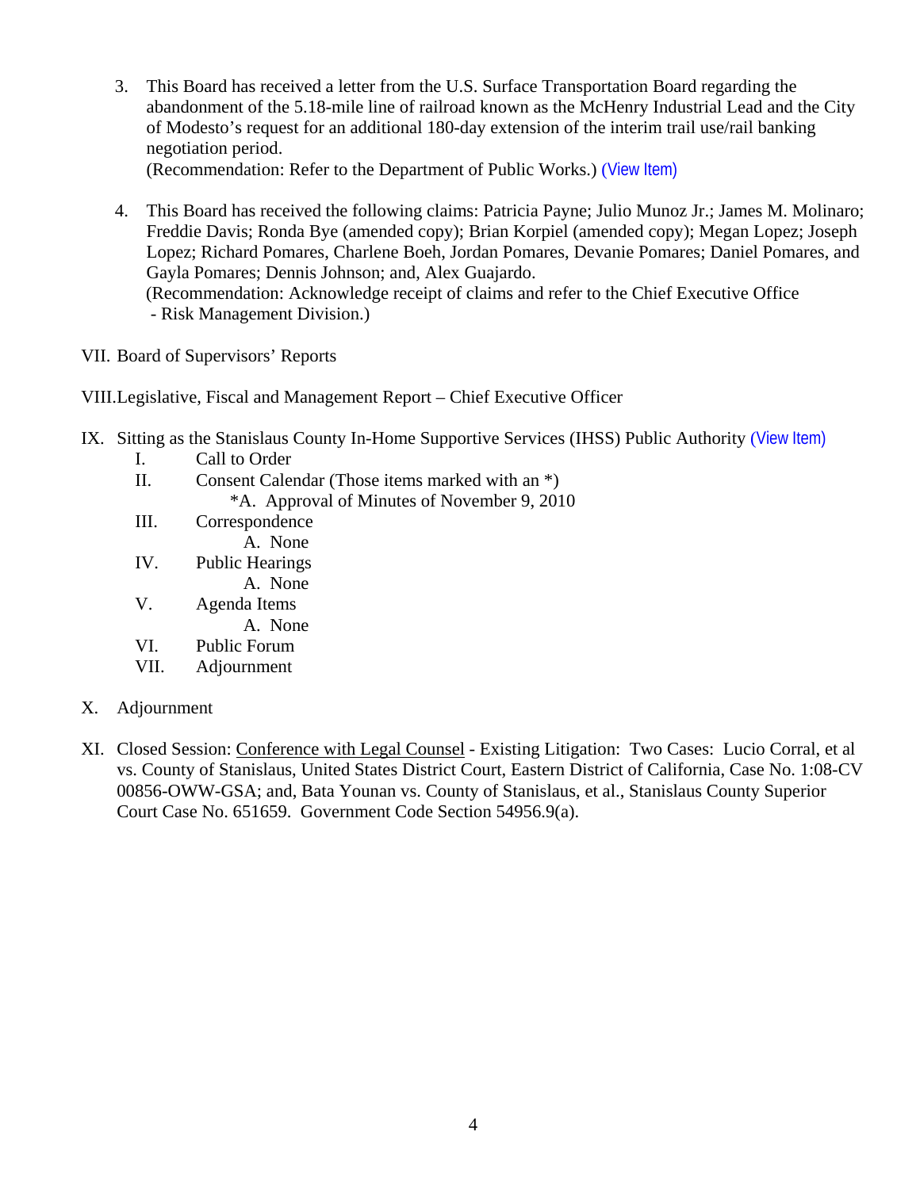3. This Board has received a letter from the U.S. Surface Transportation Board regarding the abandonment of the 5.18-mile line of railroad known as the McHenry Industrial Lead and the City of Modesto's request for an additional 180-day extension of the interim trail use/rail banking negotiation period.
   (Recommendation: Refer to the Department of Public Works.) (View Item)

4. This Board has received the following claims: Patricia Payne; Julio Munoz Jr.; James M. Molinaro; Freddie Davis; Ronda Bye (amended copy); Brian Korpiel (amended copy); Megan Lopez; Joseph Lopez; Richard Pomares, Charlene Boeh, Jordan Pomares, Devanie Pomares; Daniel Pomares, and Gayla Pomares; Dennis Johnson; and, Alex Guajardo.
   (Recommendation: Acknowledge receipt of claims and refer to the Chief Executive Office - Risk Management Division.)

VII. Board of Supervisors' Reports

VIII. Legislative, Fiscal and Management Report – Chief Executive Officer

IX. Sitting as the Stanislaus County In-Home Supportive Services (IHSS) Public Authority (View Item)
   - I. Call to Order
   - II. Consent Calendar (Those items marked with an *)
     - *A. Approval of Minutes of November 9, 2010
   - III. Correspondence
     - A. None
   - IV. Public Hearings
     - A. None
   - V. Agenda Items
     - A. None
   - VI. Public Forum
   - VII. Adjournment

X. Adjournment

XI. Closed Session: Conference with Legal Counsel - Existing Litigation: Two Cases: Lucio Corral, et al vs. County of Stanislaus, United States District Court, Eastern District of California, Case No. 1:08-CV 00856-OWW-GSA; and, Bata Younan vs. County of Stanislaus, et al., Stanislaus County Superior Court Case No. 651659. Government Code Section 54956.9(a).